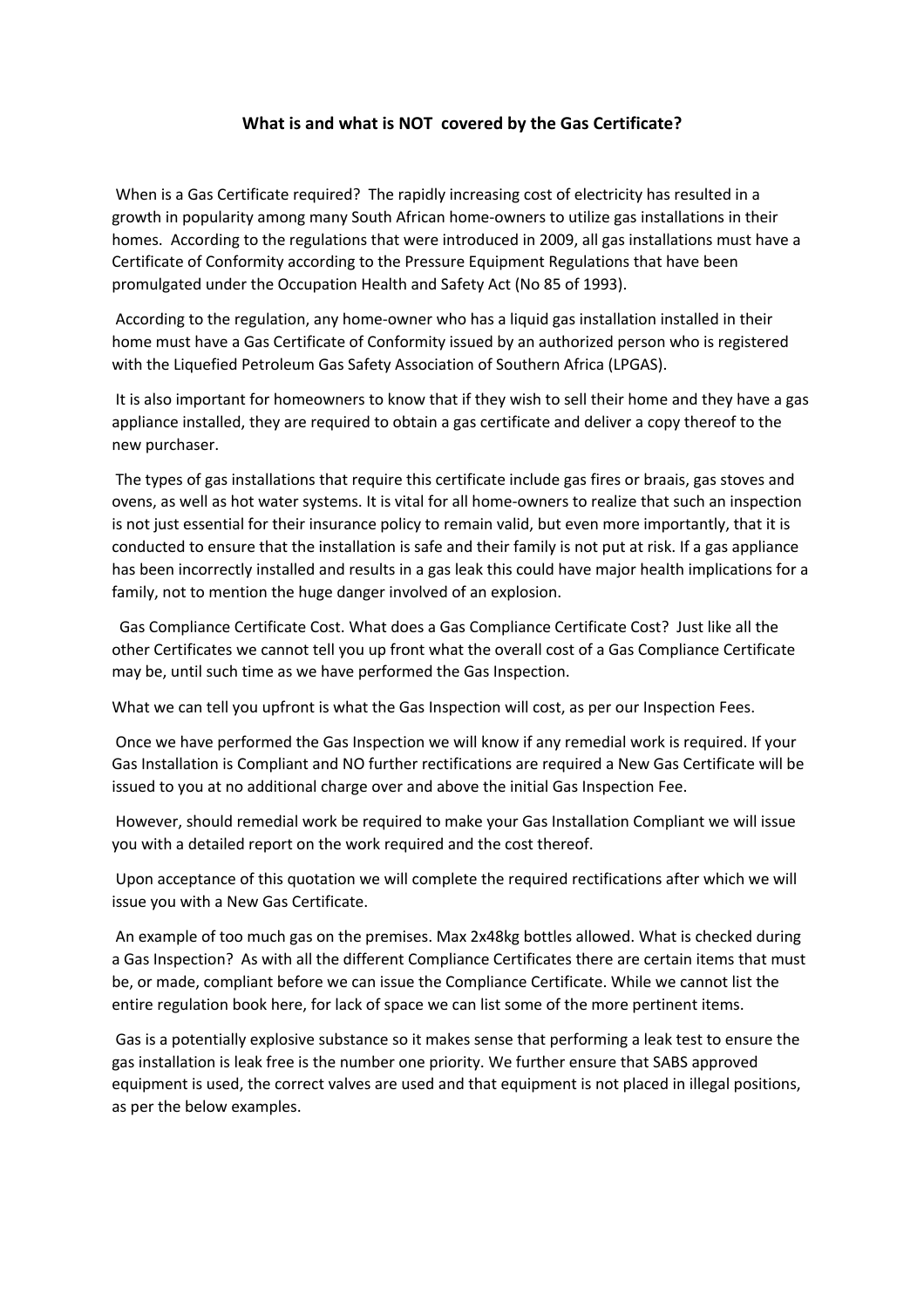## What is and what is NOT covered by the Gas Certificate?

When is a Gas Certificate required? The rapidly increasing cost of electricity has resulted in a growth in popularity among many South African home-owners to utilize gas installations in their homes. According to the regulations that were introduced in 2009, all gas installations must have a Certificate of Conformity according to the Pressure Equipment Regulations that have been promulgated under the Occupation Health and Safety Act (No 85 of 1993).

According to the regulation, any home-owner who has a liquid gas installation installed in their home must have a Gas Certificate of Conformity issued by an authorized person who is registered with the Liquefied Petroleum Gas Safety Association of Southern Africa (LPGAS).

It is also important for homeowners to know that if they wish to sell their home and they have a gas appliance installed, they are required to obtain a gas certificate and deliver a copy thereof to the new purchaser.

The types of gas installations that require this certificate include gas fires or braais, gas stoves and ovens, as well as hot water systems. It is vital for all home-owners to realize that such an inspection is not just essential for their insurance policy to remain valid, but even more importantly, that it is conducted to ensure that the installation is safe and their family is not put at risk. If a gas appliance has been incorrectly installed and results in a gas leak this could have major health implications for a family, not to mention the huge danger involved of an explosion.

Gas Compliance Certificate Cost. What does a Gas Compliance Certificate Cost? Just like all the other Certificates we cannot tell you up front what the overall cost of a Gas Compliance Certificate may be, until such time as we have performed the Gas Inspection.

What we can tell you upfront is what the Gas Inspection will cost, as per our Inspection Fees.

Once we have performed the Gas Inspection we will know if any remedial work is required. If your Gas Installation is Compliant and NO further rectifications are required a New Gas Certificate will be issued to you at no additional charge over and above the initial Gas Inspection Fee.

However, should remedial work be required to make your Gas Installation Compliant we will issue you with a detailed report on the work required and the cost thereof.

Upon acceptance of this quotation we will complete the required rectifications after which we will issue you with a New Gas Certificate.

An example of too much gas on the premises. Max 2x48kg bottles allowed. What is checked during a Gas Inspection? As with all the different Compliance Certificates there are certain items that must be, or made, compliant before we can issue the Compliance Certificate. While we cannot list the entire regulation book here, for lack of space we can list some of the more pertinent items.

Gas is a potentially explosive substance so it makes sense that performing a leak test to ensure the gas installation is leak free is the number one priority. We further ensure that SABS approved equipment is used, the correct valves are used and that equipment is not placed in illegal positions, as per the below examples.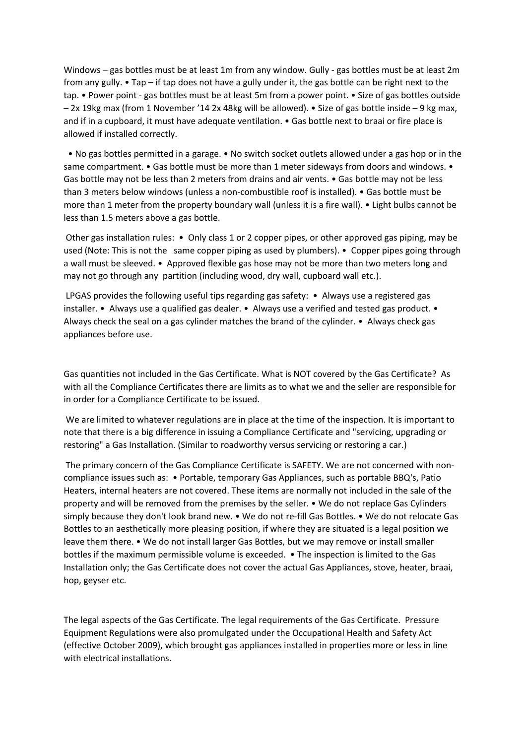Windows – gas bottles must be at least 1m from any window. Gully - gas bottles must be at least 2m from any gully. • Tap – if tap does not have a gully under it, the gas bottle can be right next to the tap. • Power point - gas bottles must be at least 5m from a power point. • Size of gas bottles outside – 2x 19kg max (from 1 November '14 2x 48kg will be allowed). • Size of gas bottle inside – 9 kg max, and if in a cupboard, it must have adequate ventilation. • Gas bottle next to braai or fire place is allowed if installed correctly.

• No gas bottles permitted in a garage. • No switch socket outlets allowed under a gas hop or in the same compartment. • Gas bottle must be more than 1 meter sideways from doors and windows. • Gas bottle may not be less than 2 meters from drains and air vents. • Gas bottle may not be less than 3 meters below windows (unless a non-combustible roof is installed). • Gas bottle must be more than 1 meter from the property boundary wall (unless it is a fire wall). • Light bulbs cannot be less than 1.5 meters above a gas bottle.

Other gas installation rules: • Only class 1 or 2 copper pipes, or other approved gas piping, may be used (Note: This is not the same copper piping as used by plumbers). • Copper pipes going through a wall must be sleeved. • Approved flexible gas hose may not be more than two meters long and may not go through any partition (including wood, dry wall, cupboard wall etc.).

LPGAS provides the following useful tips regarding gas safety: • Always use a registered gas installer. • Always use a qualified gas dealer. • Always use a verified and tested gas product. • Always check the seal on a gas cylinder matches the brand of the cylinder. • Always check gas appliances before use.

Gas quantities not included in the Gas Certificate. What is NOT covered by the Gas Certificate? As with all the Compliance Certificates there are limits as to what we and the seller are responsible for in order for a Compliance Certificate to be issued.

We are limited to whatever regulations are in place at the time of the inspection. It is important to note that there is a big difference in issuing a Compliance Certificate and "servicing, upgrading or restoring" a Gas Installation. (Similar to roadworthy versus servicing or restoring a car.)

The primary concern of the Gas Compliance Certificate is SAFETY. We are not concerned with non-compliance issues such as: • Portable, temporary Gas Appliances, such as portable BBQ's, Patio Heaters, internal heaters are not covered. These items are normally not included in the sale of the property and will be removed from the premises by the seller. • We do not replace Gas Cylinders simply because they don't look brand new. • We do not re-fill Gas Bottles. • We do not relocate Gas Bottles to an aesthetically more pleasing position, if where they are situated is a legal position we leave them there. • We do not install larger Gas Bottles, but we may remove or install smaller bottles if the maximum permissible volume is exceeded. • The inspection is limited to the Gas Installation only; the Gas Certificate does not cover the actual Gas Appliances, stove, heater, braai, hop, geyser etc.

The legal aspects of the Gas Certificate. The legal requirements of the Gas Certificate. Pressure Equipment Regulations were also promulgated under the Occupational Health and Safety Act (effective October 2009), which brought gas appliances installed in properties more or less in line with electrical installations.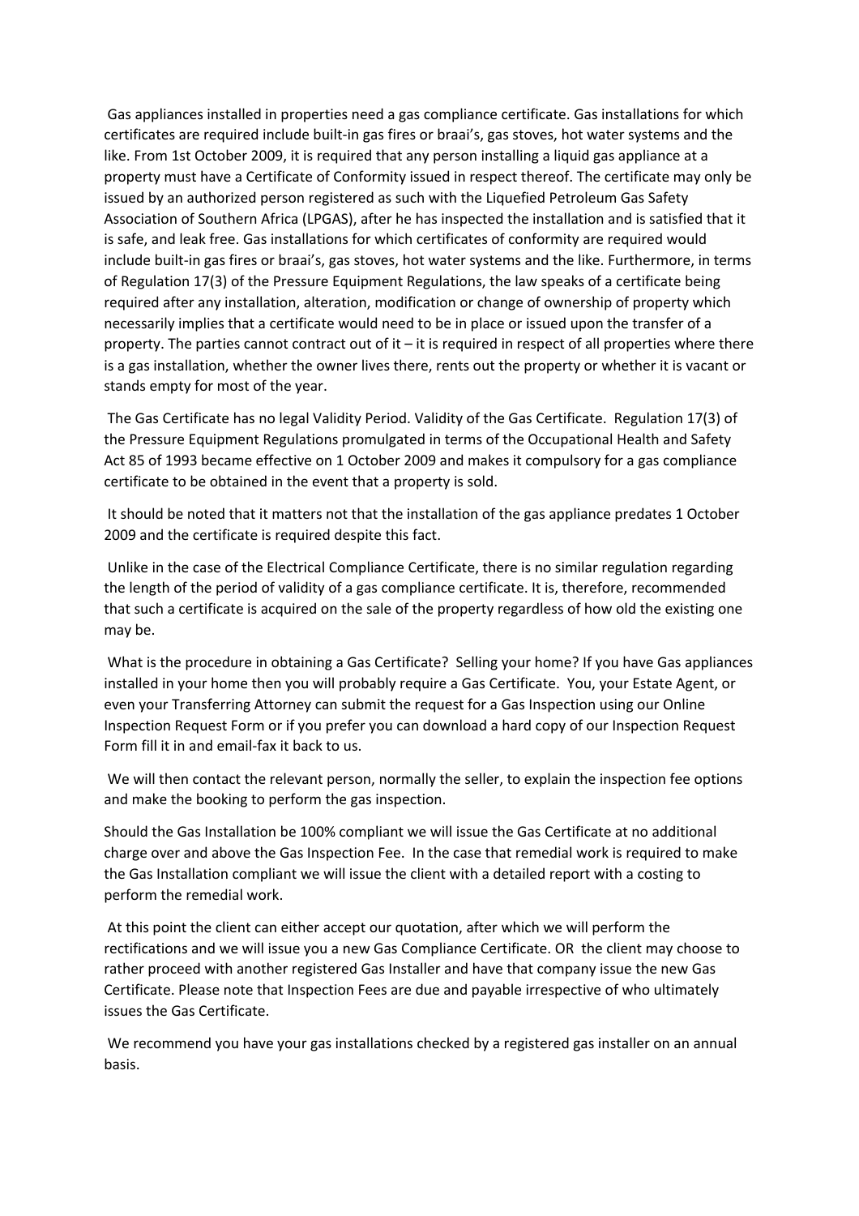Gas appliances installed in properties need a gas compliance certificate. Gas installations for which certificates are required include built-in gas fires or braai's, gas stoves, hot water systems and the like. From 1st October 2009, it is required that any person installing a liquid gas appliance at a property must have a Certificate of Conformity issued in respect thereof. The certificate may only be issued by an authorized person registered as such with the Liquefied Petroleum Gas Safety Association of Southern Africa (LPGAS), after he has inspected the installation and is satisfied that it is safe, and leak free. Gas installations for which certificates of conformity are required would include built-in gas fires or braai's, gas stoves, hot water systems and the like. Furthermore, in terms of Regulation 17(3) of the Pressure Equipment Regulations, the law speaks of a certificate being required after any installation, alteration, modification or change of ownership of property which necessarily implies that a certificate would need to be in place or issued upon the transfer of a property. The parties cannot contract out of it – it is required in respect of all properties where there is a gas installation, whether the owner lives there, rents out the property or whether it is vacant or stands empty for most of the year.

The Gas Certificate has no legal Validity Period. Validity of the Gas Certificate. Regulation 17(3) of the Pressure Equipment Regulations promulgated in terms of the Occupational Health and Safety Act 85 of 1993 became effective on 1 October 2009 and makes it compulsory for a gas compliance certificate to be obtained in the event that a property is sold.

It should be noted that it matters not that the installation of the gas appliance predates 1 October 2009 and the certificate is required despite this fact.

Unlike in the case of the Electrical Compliance Certificate, there is no similar regulation regarding the length of the period of validity of a gas compliance certificate. It is, therefore, recommended that such a certificate is acquired on the sale of the property regardless of how old the existing one may be.

What is the procedure in obtaining a Gas Certificate? Selling your home? If you have Gas appliances installed in your home then you will probably require a Gas Certificate. You, your Estate Agent, or even your Transferring Attorney can submit the request for a Gas Inspection using our Online Inspection Request Form or if you prefer you can download a hard copy of our Inspection Request Form fill it in and email-fax it back to us.

We will then contact the relevant person, normally the seller, to explain the inspection fee options and make the booking to perform the gas inspection.

Should the Gas Installation be 100% compliant we will issue the Gas Certificate at no additional charge over and above the Gas Inspection Fee. In the case that remedial work is required to make the Gas Installation compliant we will issue the client with a detailed report with a costing to perform the remedial work.

At this point the client can either accept our quotation, after which we will perform the rectifications and we will issue you a new Gas Compliance Certificate. OR the client may choose to rather proceed with another registered Gas Installer and have that company issue the new Gas Certificate. Please note that Inspection Fees are due and payable irrespective of who ultimately issues the Gas Certificate.

We recommend you have your gas installations checked by a registered gas installer on an annual basis.